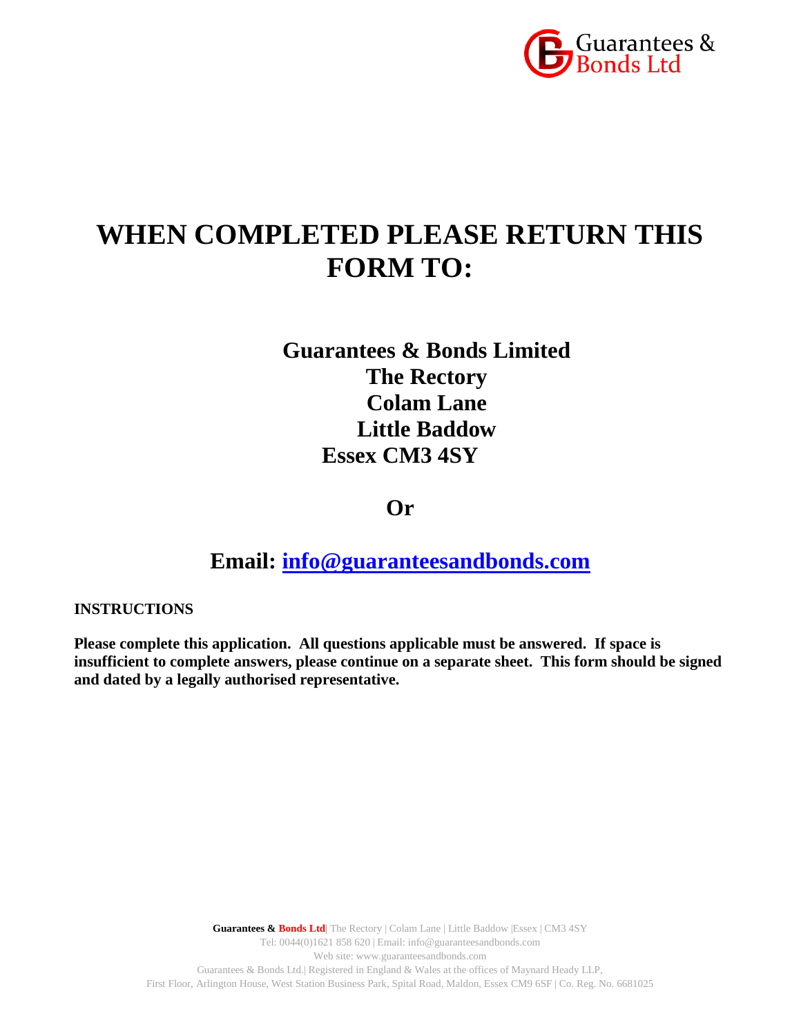# WHEN COMPLETED PLEASE RETURN THIS FORM TO:

**Guarantees & Bonds Limited**
**The Rectory**
**Colam Lane**
**Little Baddow**
**Essex CM3 4SY**

**Or**

**Email: info@guaranteesandbonds.com**

**INSTRUCTIONS**

**Please complete this application. All questions applicable must be answered. If space is insufficient to complete answers, please continue on a separate sheet. This form should be signed and dated by a legally authorised representative.**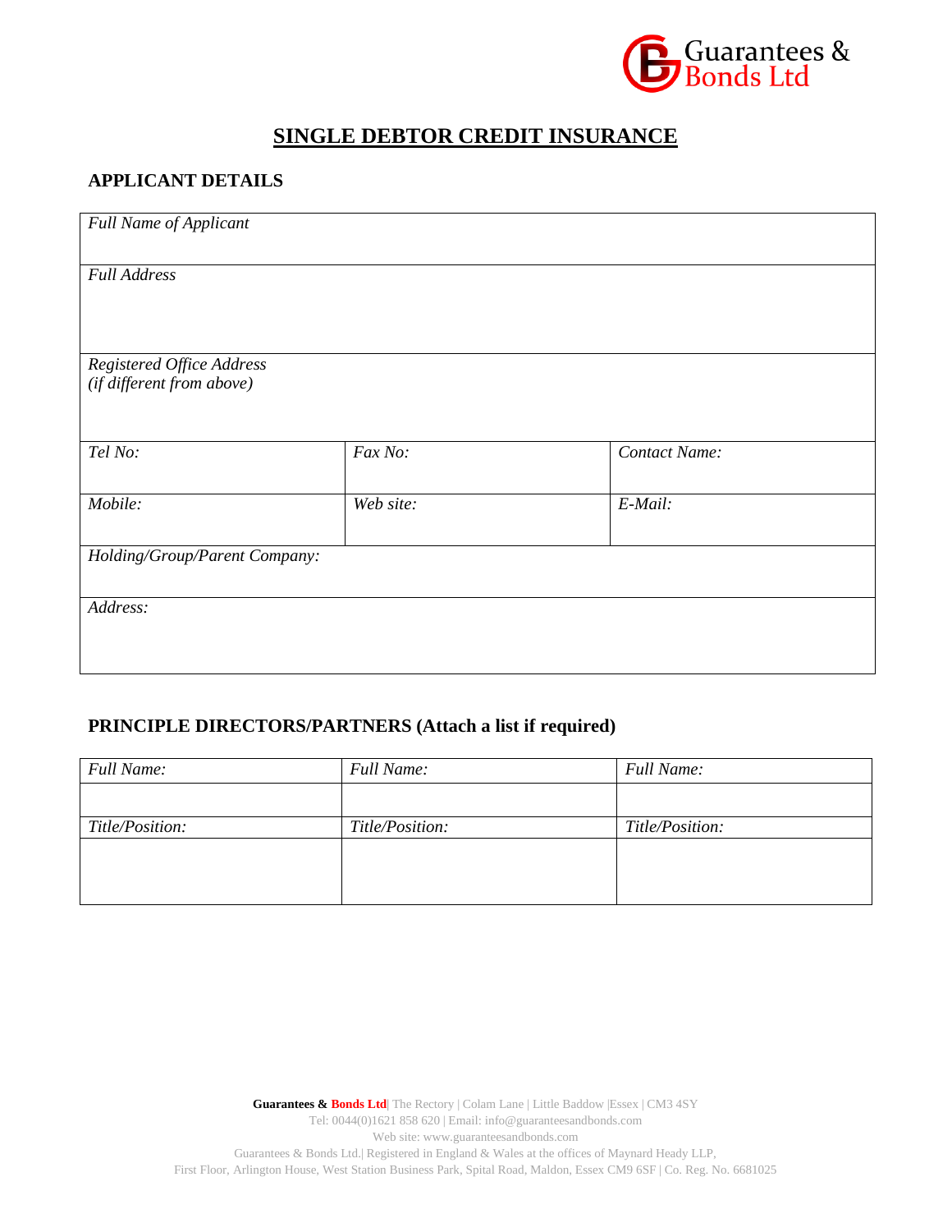# SINGLE DEBTOR CREDIT INSURANCE

## APPLICANT DETAILS

| *Full Name of Applicant* | | |
|---|---|---|
| *Full Address* | | |
| *Registered Office Address (if different from above)* | | |
| *Tel No:* | *Fax No:* | *Contact Name:* |
| *Mobile:* | *Web site:* | *E-Mail:* |
| *Holding/Group/Parent Company:* | | |
| *Address:* | | |

## PRINCIPLE DIRECTORS/PARTNERS (Attach a list if required)

| *Full Name:* | *Full Name:* | *Full Name:* |
|---|---|---|
| | | |
| *Title/Position:* | *Title/Position:* | *Title/Position:* |
| | | |

**Guarantees & Bonds Ltd**| The Rectory | Colam Lane | Little Baddow |Essex | CM3 4SY
Tel: 0044(0)1621 858 620 | Email: info@guaranteesandbonds.com
Web site: www.guaranteesandbonds.com
Guarantees & Bonds Ltd.| Registered in England & Wales at the offices of Maynard Heady LLP,
First Floor, Arlington House, West Station Business Park, Spital Road, Maldon, Essex CM9 6SF | Co. Reg. No. 6681025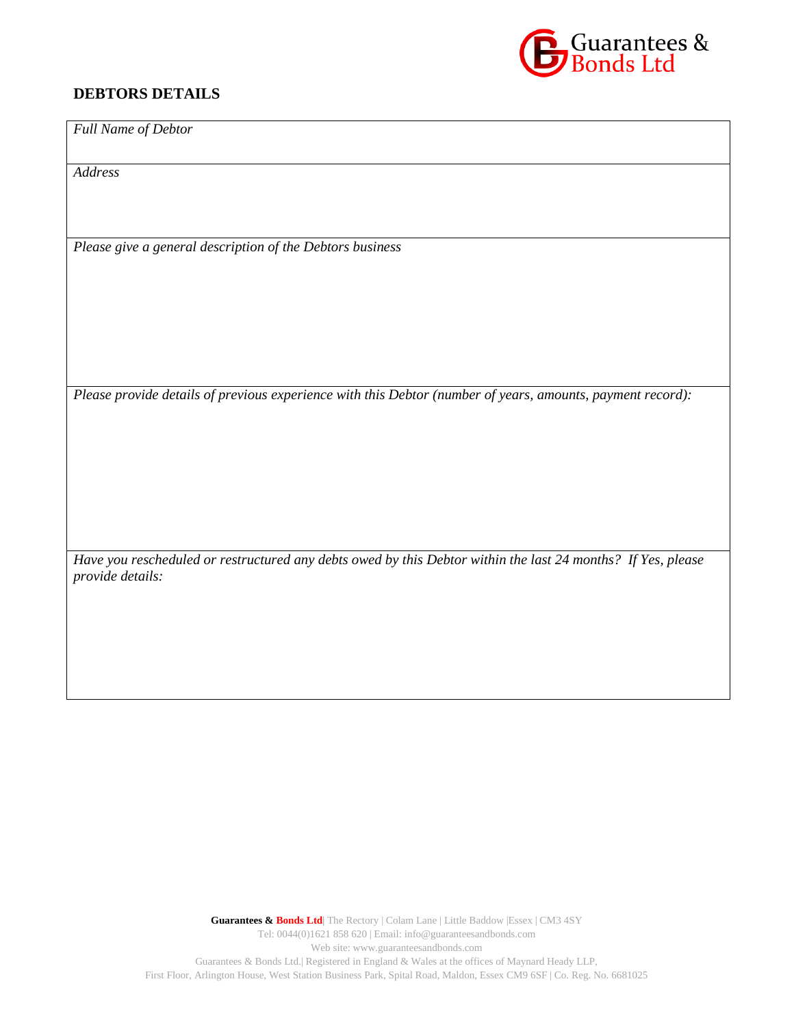## DEBTORS DETAILS

| *Full Name of Debtor* |
|---|
| *Address* |
| *Please give a general description of the Debtors business* |
| *Please provide details of previous experience with this Debtor (number of years, amounts, payment record):* |
| *Have you rescheduled or restructured any debts owed by this Debtor within the last 24 months? If Yes, please provide details:* |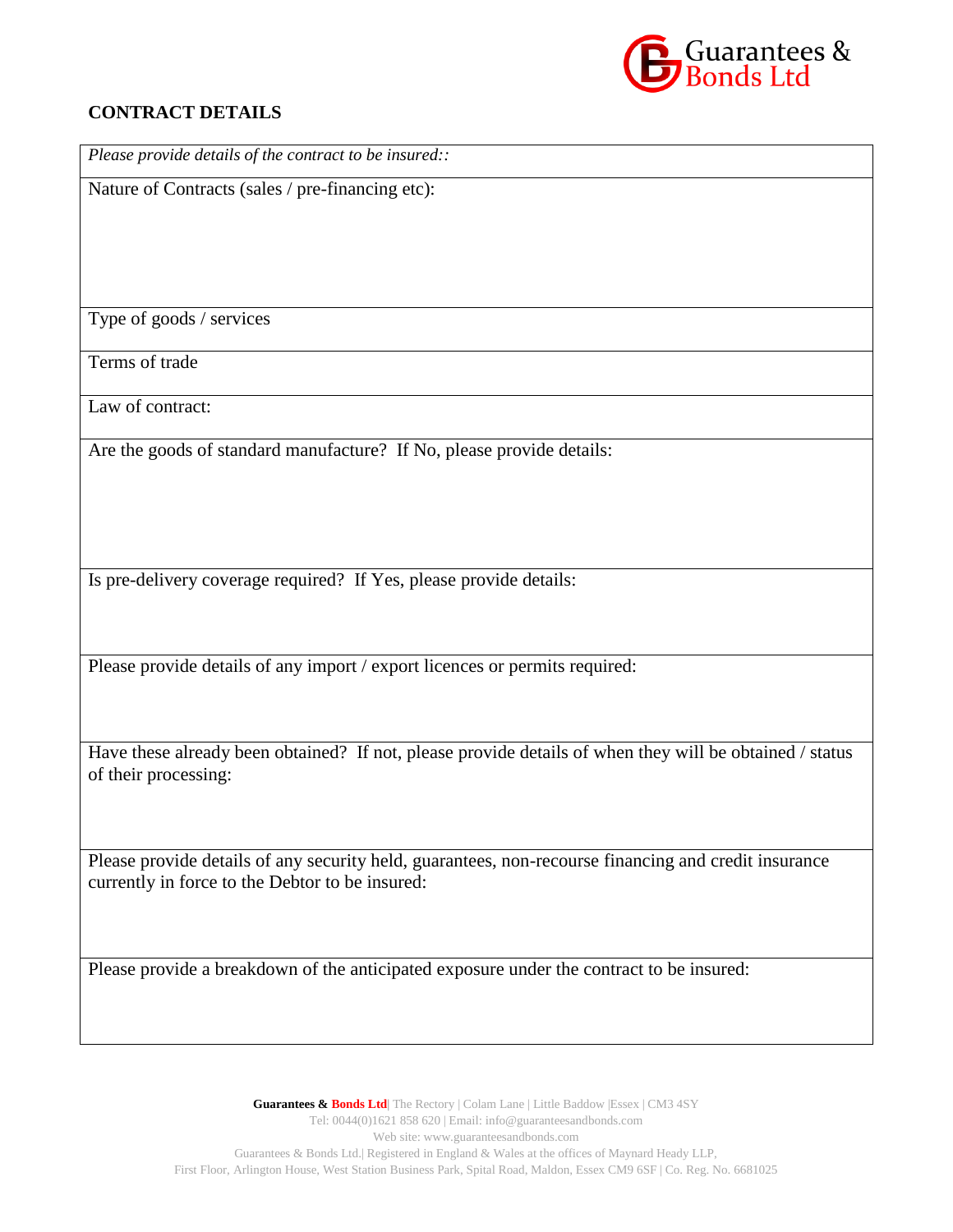## CONTRACT DETAILS

| *Please provide details of the contract to be insured::* |
|---|
| Nature of Contracts (sales / pre-financing etc): |
| Type of goods / services |
| Terms of trade |
| Law of contract: |
| Are the goods of standard manufacture? If No, please provide details: |
| Is pre-delivery coverage required? If Yes, please provide details: |
| Please provide details of any import / export licences or permits required: |
| Have these already been obtained? If not, please provide details of when they will be obtained / status of their processing: |
| Please provide details of any security held, guarantees, non-recourse financing and credit insurance currently in force to the Debtor to be insured: |
| Please provide a breakdown of the anticipated exposure under the contract to be insured: |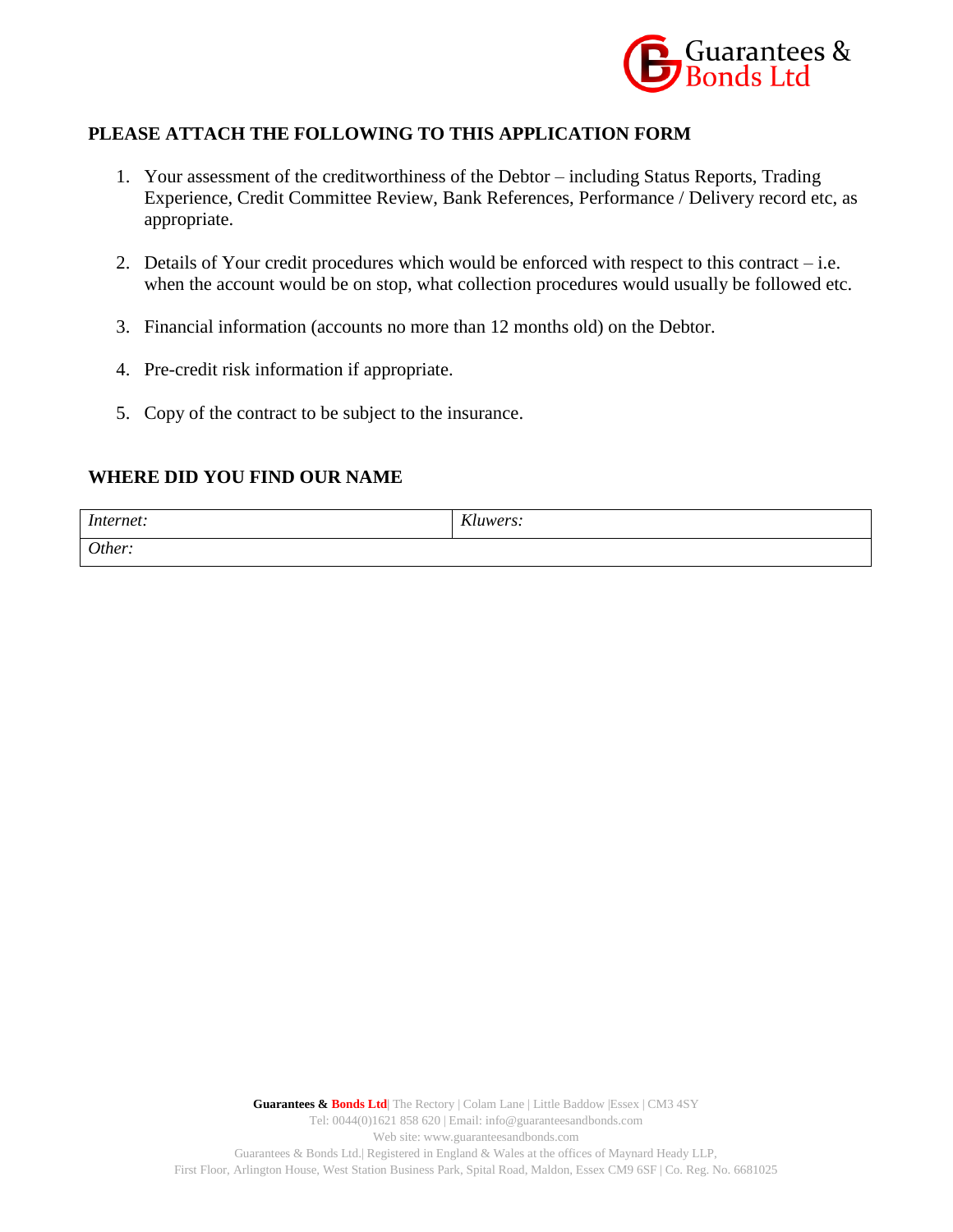## PLEASE ATTACH THE FOLLOWING TO THIS APPLICATION FORM

1. Your assessment of the creditworthiness of the Debtor – including Status Reports, Trading Experience, Credit Committee Review, Bank References, Performance / Delivery record etc, as appropriate.

2. Details of Your credit procedures which would be enforced with respect to this contract – i.e. when the account would be on stop, what collection procedures would usually be followed etc.

3. Financial information (accounts no more than 12 months old) on the Debtor.

4. Pre-credit risk information if appropriate.

5. Copy of the contract to be subject to the insurance.

## WHERE DID YOU FIND OUR NAME

| *Internet:* | *Kluwers:* |
|---|---|
| *Other:* | |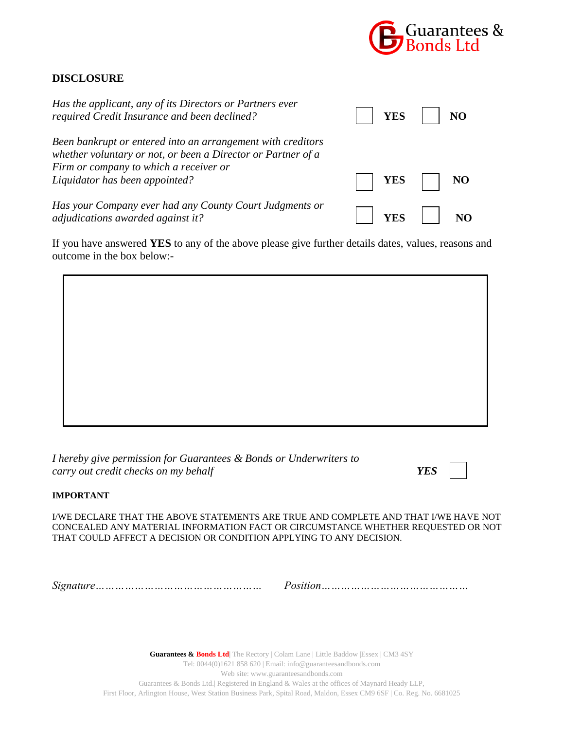## DISCLOSURE

*Has the applicant, any of its Directors or Partners ever required Credit Insurance and been declined?* ☐ **YES** ☐ **NO**

*Been bankrupt or entered into an arrangement with creditors whether voluntary or not, or been a Director or Partner of a Firm or company to which a receiver or Liquidator has been appointed?* ☐ **YES** ☐ **NO**

*Has your Company ever had any County Court Judgments or adjudications awarded against it?* ☐ **YES** ☐ **NO**

If you have answered **YES** to any of the above please give further details dates, values, reasons and outcome in the box below:-

| |
|---|
| |

*I hereby give permission for Guarantees & Bonds or Underwriters to carry out credit checks on my behalf* ***YES*** ☐

**IMPORTANT**

I/WE DECLARE THAT THE ABOVE STATEMENTS ARE TRUE AND COMPLETE AND THAT I/WE HAVE NOT CONCEALED ANY MATERIAL INFORMATION FACT OR CIRCUMSTANCE WHETHER REQUESTED OR NOT THAT COULD AFFECT A DECISION OR CONDITION APPLYING TO ANY DECISION.

*Signature…………………………………………* *Position……………………………………*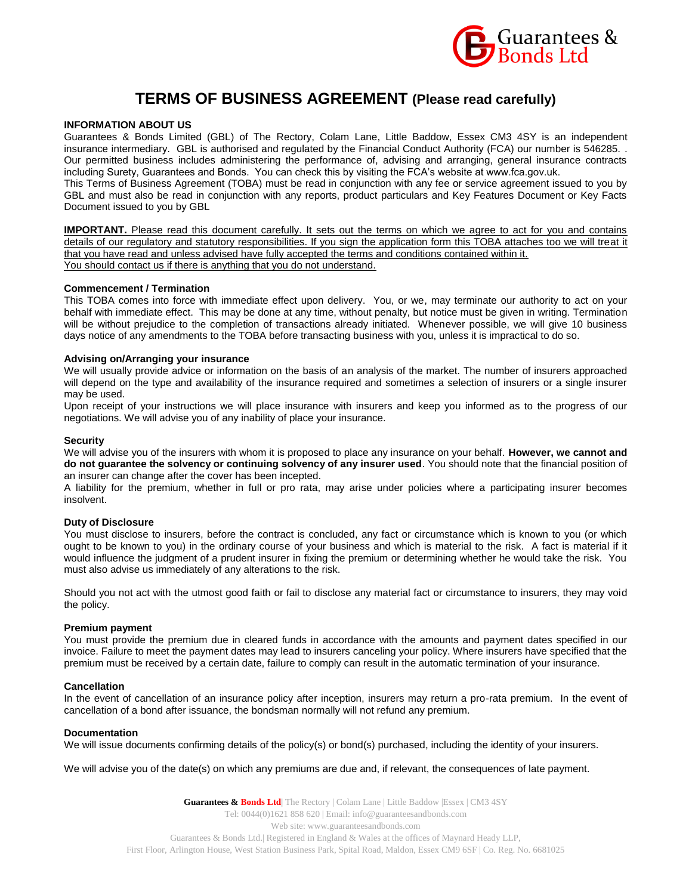# TERMS OF BUSINESS AGREEMENT (Please read carefully)

**INFORMATION ABOUT US**

Guarantees & Bonds Limited (GBL) of The Rectory, Colam Lane, Little Baddow, Essex CM3 4SY is an independent insurance intermediary. GBL is authorised and regulated by the Financial Conduct Authority (FCA) our number is 546285. . Our permitted business includes administering the performance of, advising and arranging, general insurance contracts including Surety, Guarantees and Bonds. You can check this by visiting the FCA's website at www.fca.gov.uk.

This Terms of Business Agreement (TOBA) must be read in conjunction with any fee or service agreement issued to you by GBL and must also be read in conjunction with any reports, product particulars and Key Features Document or Key Facts Document issued to you by GBL

**IMPORTANT.** Please read this document carefully. It sets out the terms on which we agree to act for you and contains details of our regulatory and statutory responsibilities. If you sign the application form this TOBA attaches too we will treat it that you have read and unless advised have fully accepted the terms and conditions contained within it. You should contact us if there is anything that you do not understand.

**Commencement / Termination**

This TOBA comes into force with immediate effect upon delivery. You, or we, may terminate our authority to act on your behalf with immediate effect. This may be done at any time, without penalty, but notice must be given in writing. Termination will be without prejudice to the completion of transactions already initiated. Whenever possible, we will give 10 business days notice of any amendments to the TOBA before transacting business with you, unless it is impractical to do so.

**Advising on/Arranging your insurance**

We will usually provide advice or information on the basis of an analysis of the market. The number of insurers approached will depend on the type and availability of the insurance required and sometimes a selection of insurers or a single insurer may be used.

Upon receipt of your instructions we will place insurance with insurers and keep you informed as to the progress of our negotiations. We will advise you of any inability of place your insurance.

**Security**

We will advise you of the insurers with whom it is proposed to place any insurance on your behalf. **However, we cannot and do not guarantee the solvency or continuing solvency of any insurer used**. You should note that the financial position of an insurer can change after the cover has been incepted.

A liability for the premium, whether in full or pro rata, may arise under policies where a participating insurer becomes insolvent.

**Duty of Disclosure**

You must disclose to insurers, before the contract is concluded, any fact or circumstance which is known to you (or which ought to be known to you) in the ordinary course of your business and which is material to the risk. A fact is material if it would influence the judgment of a prudent insurer in fixing the premium or determining whether he would take the risk. You must also advise us immediately of any alterations to the risk.

Should you not act with the utmost good faith or fail to disclose any material fact or circumstance to insurers, they may void the policy.

**Premium payment**

You must provide the premium due in cleared funds in accordance with the amounts and payment dates specified in our invoice. Failure to meet the payment dates may lead to insurers canceling your policy. Where insurers have specified that the premium must be received by a certain date, failure to comply can result in the automatic termination of your insurance.

**Cancellation**

In the event of cancellation of an insurance policy after inception, insurers may return a pro-rata premium. In the event of cancellation of a bond after issuance, the bondsman normally will not refund any premium.

**Documentation**

We will issue documents confirming details of the policy(s) or bond(s) purchased, including the identity of your insurers.

We will advise you of the date(s) on which any premiums are due and, if relevant, the consequences of late payment.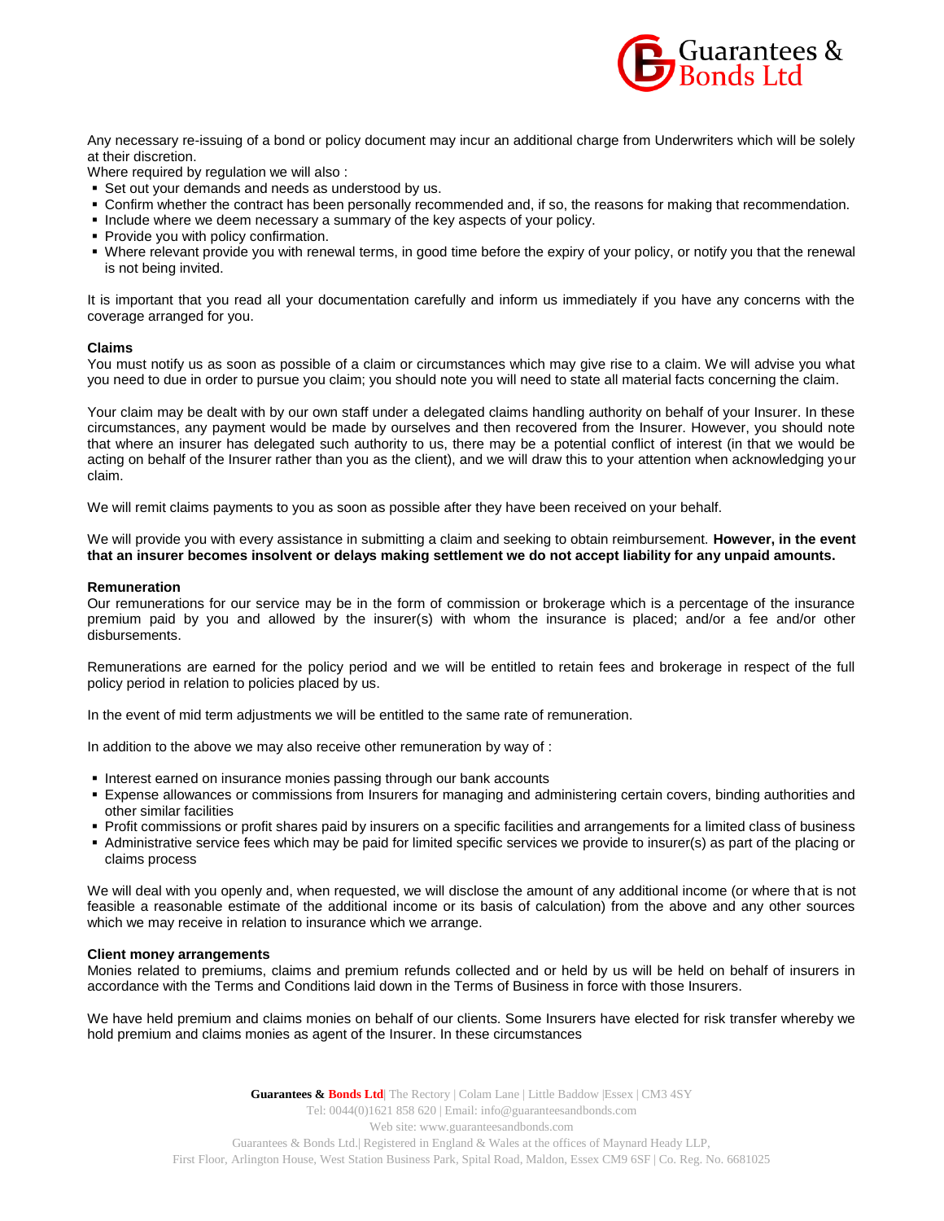Any necessary re-issuing of a bond or policy document may incur an additional charge from Underwriters which will be solely at their discretion.

Where required by regulation we will also :

- Set out your demands and needs as understood by us.
- Confirm whether the contract has been personally recommended and, if so, the reasons for making that recommendation.
- Include where we deem necessary a summary of the key aspects of your policy.
- Provide you with policy confirmation.
- Where relevant provide you with renewal terms, in good time before the expiry of your policy, or notify you that the renewal is not being invited.

It is important that you read all your documentation carefully and inform us immediately if you have any concerns with the coverage arranged for you.

**Claims**

You must notify us as soon as possible of a claim or circumstances which may give rise to a claim. We will advise you what you need to due in order to pursue you claim; you should note you will need to state all material facts concerning the claim.

Your claim may be dealt with by our own staff under a delegated claims handling authority on behalf of your Insurer. In these circumstances, any payment would be made by ourselves and then recovered from the Insurer. However, you should note that where an insurer has delegated such authority to us, there may be a potential conflict of interest (in that we would be acting on behalf of the Insurer rather than you as the client), and we will draw this to your attention when acknowledging your claim.

We will remit claims payments to you as soon as possible after they have been received on your behalf.

We will provide you with every assistance in submitting a claim and seeking to obtain reimbursement. **However, in the event that an insurer becomes insolvent or delays making settlement we do not accept liability for any unpaid amounts.**

**Remuneration**

Our remunerations for our service may be in the form of commission or brokerage which is a percentage of the insurance premium paid by you and allowed by the insurer(s) with whom the insurance is placed; and/or a fee and/or other disbursements.

Remunerations are earned for the policy period and we will be entitled to retain fees and brokerage in respect of the full policy period in relation to policies placed by us.

In the event of mid term adjustments we will be entitled to the same rate of remuneration.

In addition to the above we may also receive other remuneration by way of :

- Interest earned on insurance monies passing through our bank accounts
- Expense allowances or commissions from Insurers for managing and administering certain covers, binding authorities and other similar facilities
- Profit commissions or profit shares paid by insurers on a specific facilities and arrangements for a limited class of business
- Administrative service fees which may be paid for limited specific services we provide to insurer(s) as part of the placing or claims process

We will deal with you openly and, when requested, we will disclose the amount of any additional income (or where that is not feasible a reasonable estimate of the additional income or its basis of calculation) from the above and any other sources which we may receive in relation to insurance which we arrange.

**Client money arrangements**

Monies related to premiums, claims and premium refunds collected and or held by us will be held on behalf of insurers in accordance with the Terms and Conditions laid down in the Terms of Business in force with those Insurers.

We have held premium and claims monies on behalf of our clients. Some Insurers have elected for risk transfer whereby we hold premium and claims monies as agent of the Insurer. In these circumstances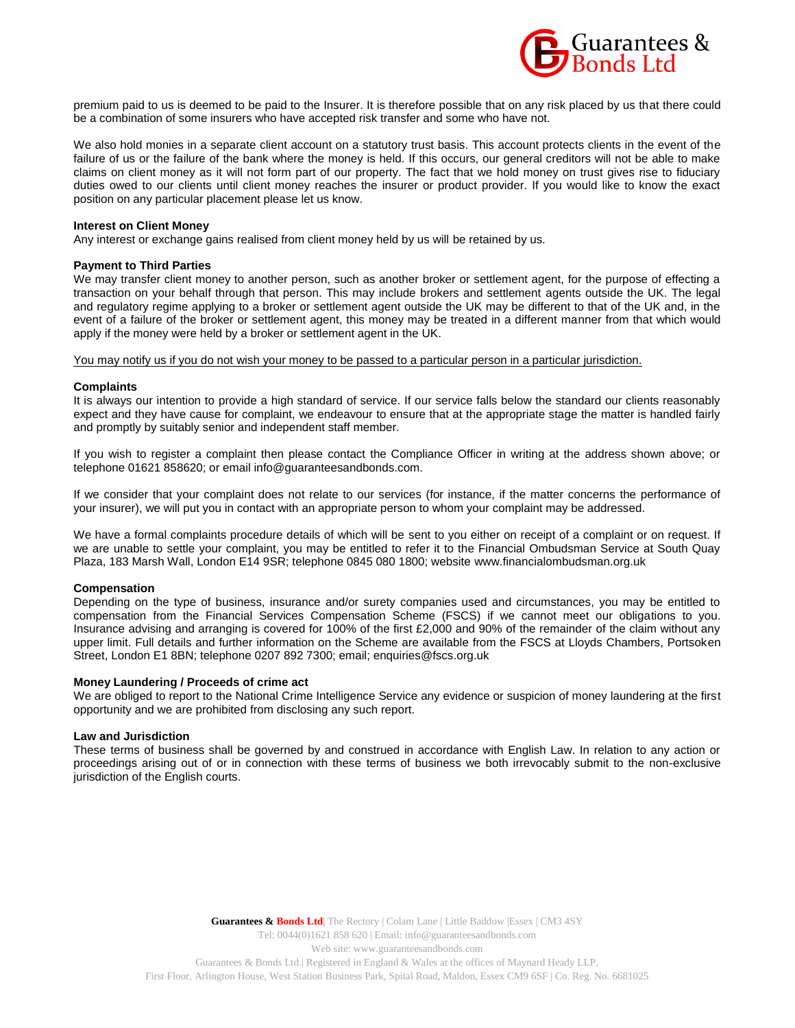premium paid to us is deemed to be paid to the Insurer. It is therefore possible that on any risk placed by us that there could be a combination of some insurers who have accepted risk transfer and some who have not.

We also hold monies in a separate client account on a statutory trust basis. This account protects clients in the event of the failure of us or the failure of the bank where the money is held. If this occurs, our general creditors will not be able to make claims on client money as it will not form part of our property. The fact that we hold money on trust gives rise to fiduciary duties owed to our clients until client money reaches the insurer or product provider. If you would like to know the exact position on any particular placement please let us know.

**Interest on Client Money**
Any interest or exchange gains realised from client money held by us will be retained by us.

**Payment to Third Parties**
We may transfer client money to another person, such as another broker or settlement agent, for the purpose of effecting a transaction on your behalf through that person. This may include brokers and settlement agents outside the UK. The legal and regulatory regime applying to a broker or settlement agent outside the UK may be different to that of the UK and, in the event of a failure of the broker or settlement agent, this money may be treated in a different manner from that which would apply if the money were held by a broker or settlement agent in the UK.

You may notify us if you do not wish your money to be passed to a particular person in a particular jurisdiction.

**Complaints**
It is always our intention to provide a high standard of service. If our service falls below the standard our clients reasonably expect and they have cause for complaint, we endeavour to ensure that at the appropriate stage the matter is handled fairly and promptly by suitably senior and independent staff member.

If you wish to register a complaint then please contact the Compliance Officer in writing at the address shown above; or telephone 01621 858620; or email info@guaranteesandbonds.com.

If we consider that your complaint does not relate to our services (for instance, if the matter concerns the performance of your insurer), we will put you in contact with an appropriate person to whom your complaint may be addressed.

We have a formal complaints procedure details of which will be sent to you either on receipt of a complaint or on request. If we are unable to settle your complaint, you may be entitled to refer it to the Financial Ombudsman Service at South Quay Plaza, 183 Marsh Wall, London E14 9SR; telephone 0845 080 1800; website www.financialombudsman.org.uk

**Compensation**
Depending on the type of business, insurance and/or surety companies used and circumstances, you may be entitled to compensation from the Financial Services Compensation Scheme (FSCS) if we cannot meet our obligations to you. Insurance advising and arranging is covered for 100% of the first £2,000 and 90% of the remainder of the claim without any upper limit. Full details and further information on the Scheme are available from the FSCS at Lloyds Chambers, Portsoken Street, London E1 8BN; telephone 0207 892 7300; email; enquiries@fscs.org.uk

**Money Laundering / Proceeds of crime act**
We are obliged to report to the National Crime Intelligence Service any evidence or suspicion of money laundering at the first opportunity and we are prohibited from disclosing any such report.

**Law and Jurisdiction**
These terms of business shall be governed by and construed in accordance with English Law. In relation to any action or proceedings arising out of or in connection with these terms of business we both irrevocably submit to the non-exclusive jurisdiction of the English courts.